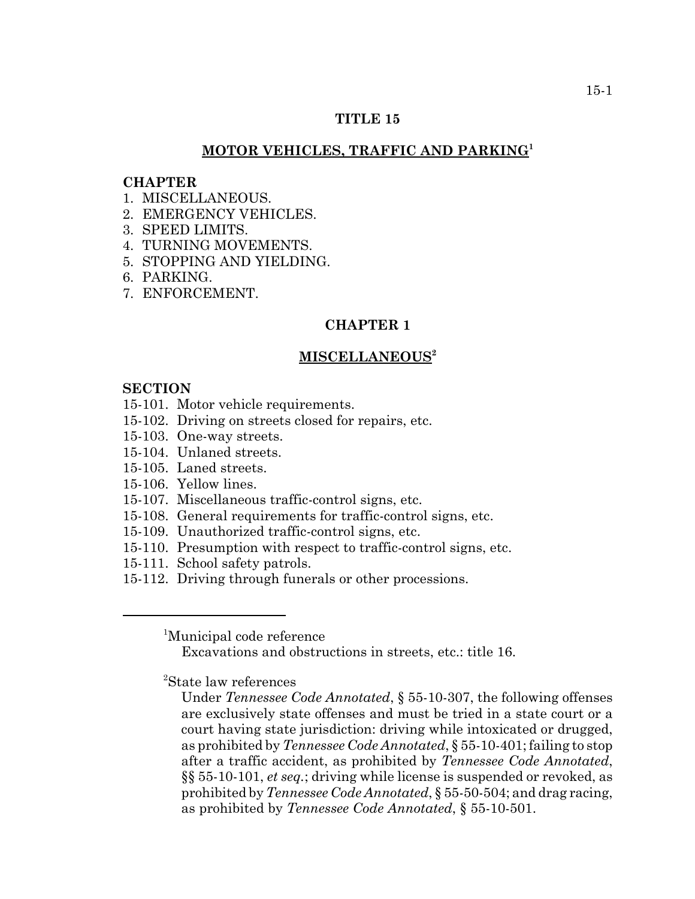# TITLE 15

## MOTOR VEHICLES, TRAFFIC AND PARKING[1]

**CHAPTER**
1. MISCELLANEOUS.
2. EMERGENCY VEHICLES.
3. SPEED LIMITS.
4. TURNING MOVEMENTS.
5. STOPPING AND YIELDING.
6. PARKING.
7. ENFORCEMENT.

## CHAPTER 1

## MISCELLANEOUS[2]

**SECTION**
15-101. Motor vehicle requirements.
15-102. Driving on streets closed for repairs, etc.
15-103. One-way streets.
15-104. Unlaned streets.
15-105. Laned streets.
15-106. Yellow lines.
15-107. Miscellaneous traffic-control signs, etc.
15-108. General requirements for traffic-control signs, etc.
15-109. Unauthorized traffic-control signs, etc.
15-110. Presumption with respect to traffic-control signs, etc.
15-111. School safety patrols.
15-112. Driving through funerals or other processions.

---

[1]Municipal code reference
Excavations and obstructions in streets, etc.: title 16.

[2]State law references
Under *Tennessee Code Annotated*, § 55-10-307, the following offenses are exclusively state offenses and must be tried in a state court or a court having state jurisdiction: driving while intoxicated or drugged, as prohibited by *Tennessee Code Annotated*, § 55-10-401; failing to stop after a traffic accident, as prohibited by *Tennessee Code Annotated*, §§ 55-10-101, *et seq.*; driving while license is suspended or revoked, as prohibited by *Tennessee Code Annotated*, § 55-50-504; and drag racing, as prohibited by *Tennessee Code Annotated*, § 55-10-501.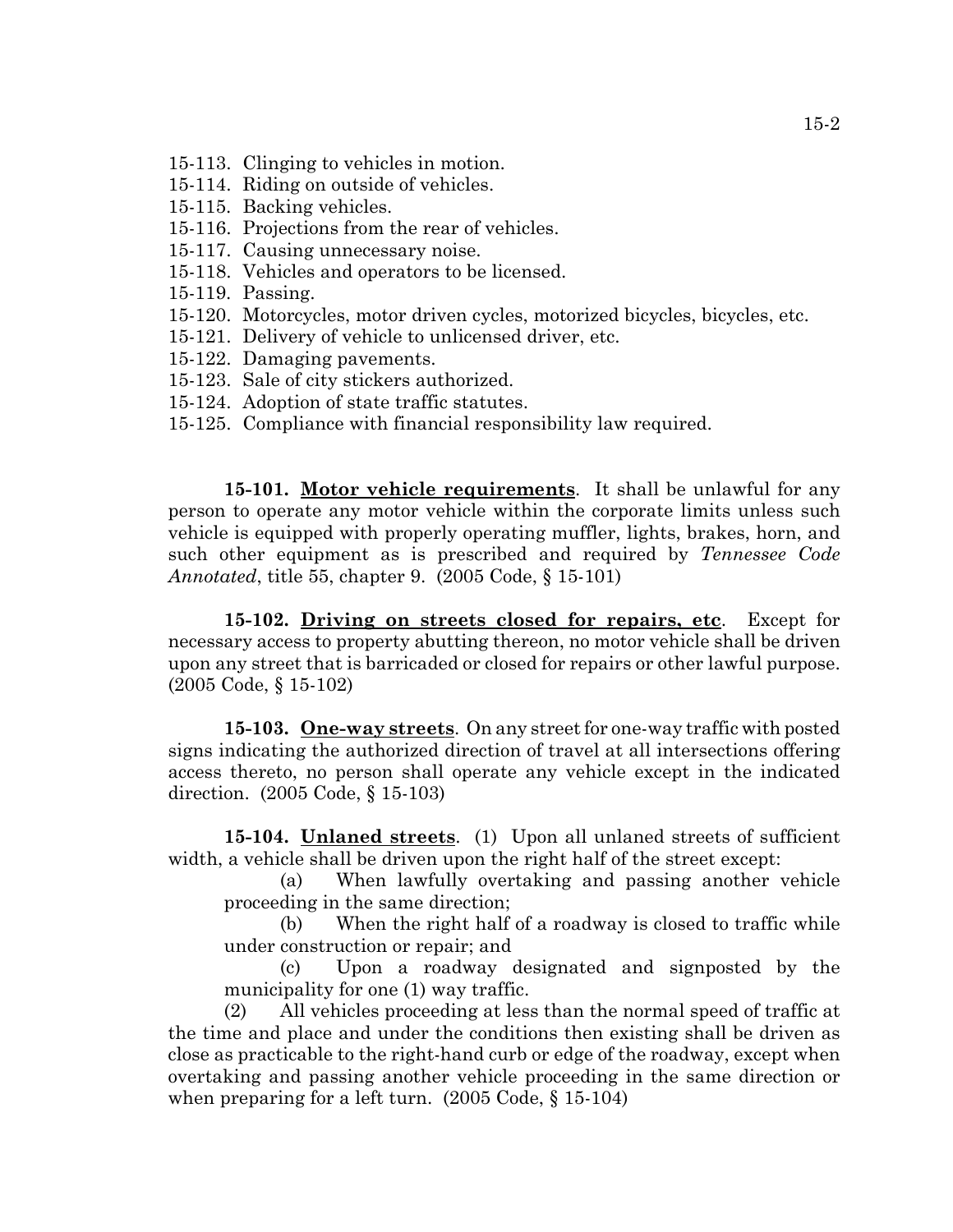15-113. Clinging to vehicles in motion.
15-114. Riding on outside of vehicles.
15-115. Backing vehicles.
15-116. Projections from the rear of vehicles.
15-117. Causing unnecessary noise.
15-118. Vehicles and operators to be licensed.
15-119. Passing.
15-120. Motorcycles, motor driven cycles, motorized bicycles, bicycles, etc.
15-121. Delivery of vehicle to unlicensed driver, etc.
15-122. Damaging pavements.
15-123. Sale of city stickers authorized.
15-124. Adoption of state traffic statutes.
15-125. Compliance with financial responsibility law required.

**15-101. Motor vehicle requirements**. It shall be unlawful for any person to operate any motor vehicle within the corporate limits unless such vehicle is equipped with properly operating muffler, lights, brakes, horn, and such other equipment as is prescribed and required by *Tennessee Code Annotated*, title 55, chapter 9. (2005 Code, § 15-101)

**15-102. Driving on streets closed for repairs, etc**. Except for necessary access to property abutting thereon, no motor vehicle shall be driven upon any street that is barricaded or closed for repairs or other lawful purpose. (2005 Code, § 15-102)

**15-103. One-way streets**. On any street for one-way traffic with posted signs indicating the authorized direction of travel at all intersections offering access thereto, no person shall operate any vehicle except in the indicated direction. (2005 Code, § 15-103)

**15-104. Unlaned streets**. (1) Upon all unlaned streets of sufficient width, a vehicle shall be driven upon the right half of the street except:

(a) When lawfully overtaking and passing another vehicle proceeding in the same direction;

(b) When the right half of a roadway is closed to traffic while under construction or repair; and

(c) Upon a roadway designated and signposted by the municipality for one (1) way traffic.

(2) All vehicles proceeding at less than the normal speed of traffic at the time and place and under the conditions then existing shall be driven as close as practicable to the right-hand curb or edge of the roadway, except when overtaking and passing another vehicle proceeding in the same direction or when preparing for a left turn. (2005 Code, § 15-104)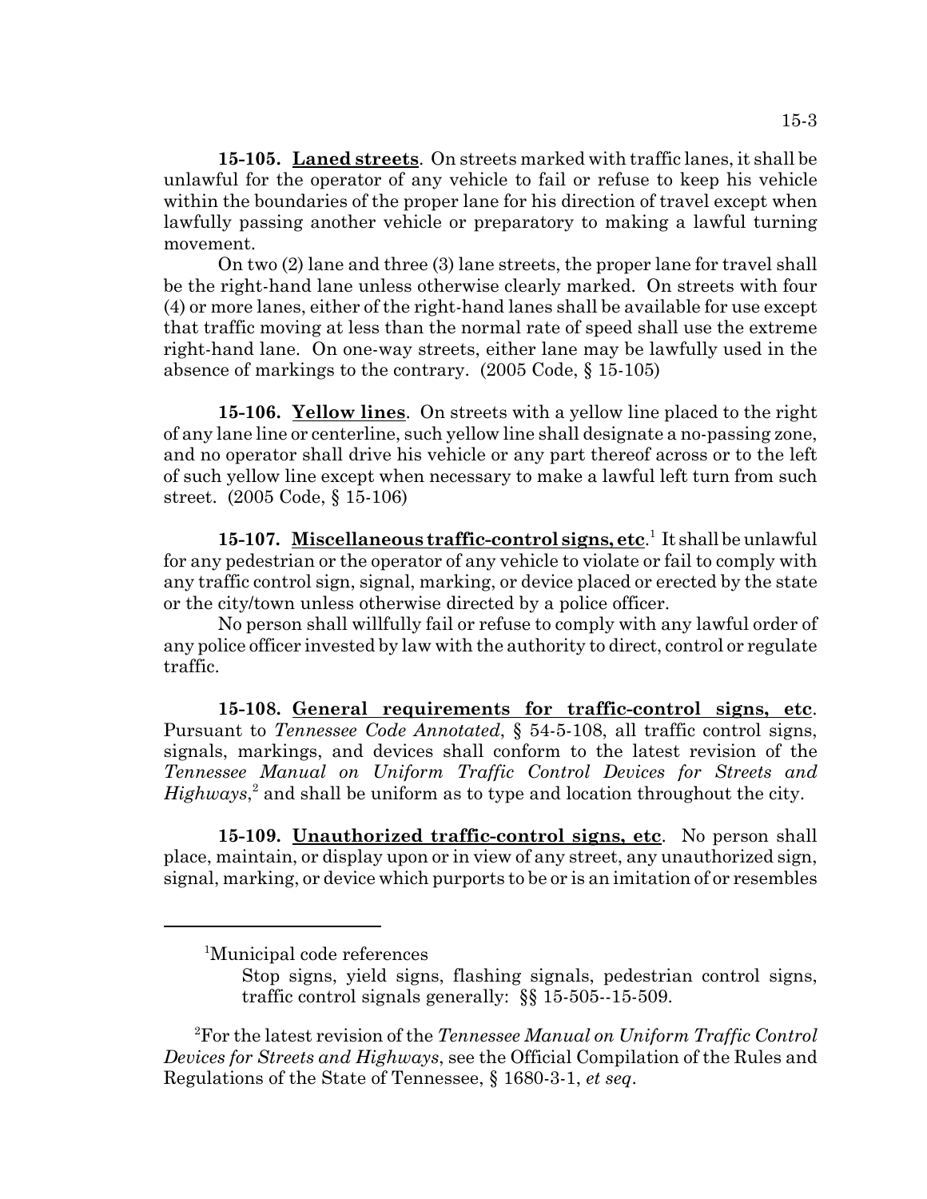**15-105. Laned streets**. On streets marked with traffic lanes, it shall be unlawful for the operator of any vehicle to fail or refuse to keep his vehicle within the boundaries of the proper lane for his direction of travel except when lawfully passing another vehicle or preparatory to making a lawful turning movement.

On two (2) lane and three (3) lane streets, the proper lane for travel shall be the right-hand lane unless otherwise clearly marked. On streets with four (4) or more lanes, either of the right-hand lanes shall be available for use except that traffic moving at less than the normal rate of speed shall use the extreme right-hand lane. On one-way streets, either lane may be lawfully used in the absence of markings to the contrary. (2005 Code, § 15-105)

**15-106. Yellow lines**. On streets with a yellow line placed to the right of any lane line or centerline, such yellow line shall designate a no-passing zone, and no operator shall drive his vehicle or any part thereof across or to the left of such yellow line except when necessary to make a lawful left turn from such street. (2005 Code, § 15-106)

**15-107. Miscellaneous traffic-control signs, etc**.[1] It shall be unlawful for any pedestrian or the operator of any vehicle to violate or fail to comply with any traffic control sign, signal, marking, or device placed or erected by the state or the city/town unless otherwise directed by a police officer.

No person shall willfully fail or refuse to comply with any lawful order of any police officer invested by law with the authority to direct, control or regulate traffic.

**15-108. General requirements for traffic-control signs, etc**. Pursuant to *Tennessee Code Annotated*, § 54-5-108, all traffic control signs, signals, markings, and devices shall conform to the latest revision of the *Tennessee Manual on Uniform Traffic Control Devices for Streets and Highways*,[2] and shall be uniform as to type and location throughout the city.

**15-109. Unauthorized traffic-control signs, etc**. No person shall place, maintain, or display upon or in view of any street, any unauthorized sign, signal, marking, or device which purports to be or is an imitation of or resembles

---

[1]Municipal code references

Stop signs, yield signs, flashing signals, pedestrian control signs, traffic control signals generally: §§ 15-505--15-509.

[2]For the latest revision of the *Tennessee Manual on Uniform Traffic Control Devices for Streets and Highways*, see the Official Compilation of the Rules and Regulations of the State of Tennessee, § 1680-3-1, *et seq*.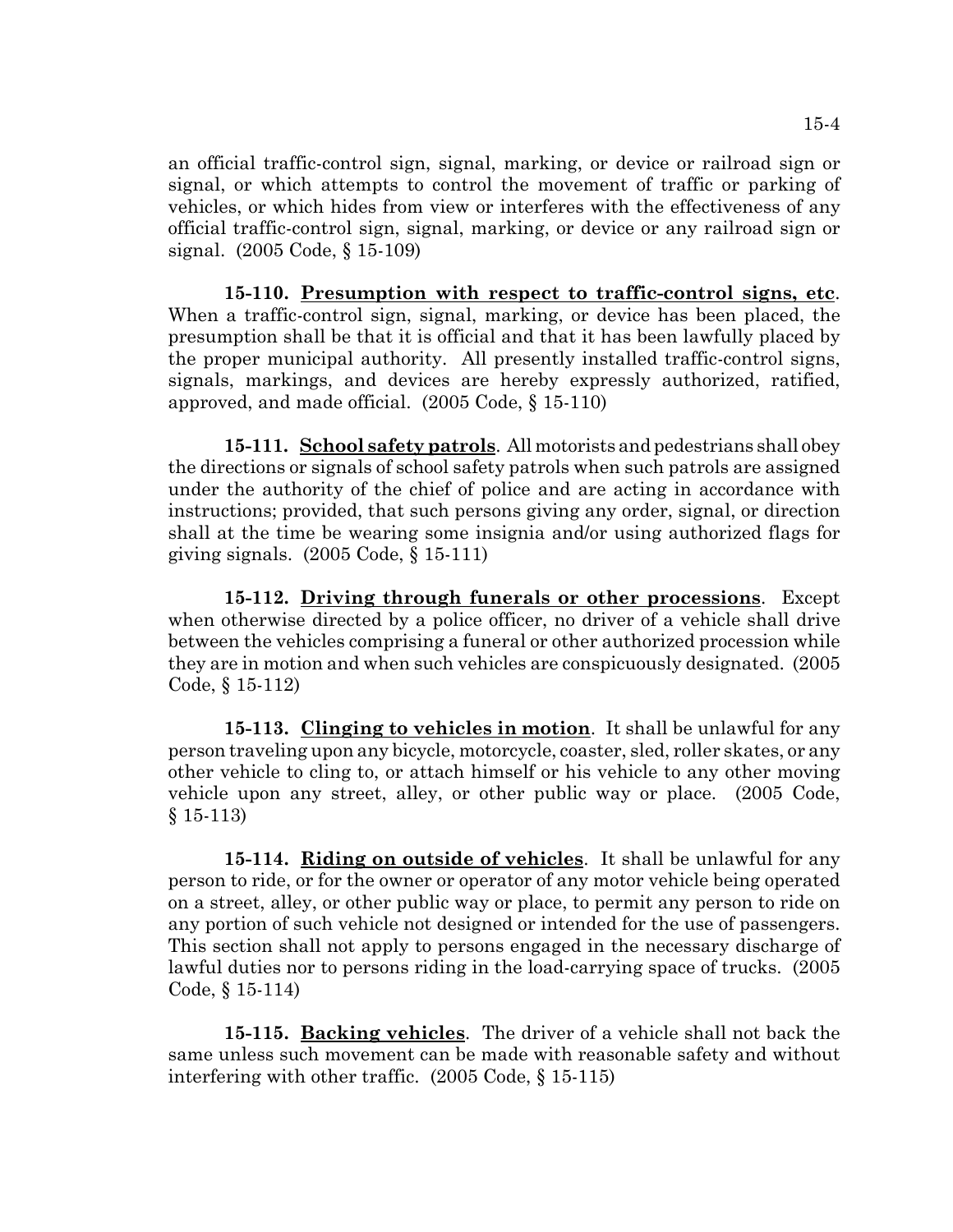an official traffic-control sign, signal, marking, or device or railroad sign or signal, or which attempts to control the movement of traffic or parking of vehicles, or which hides from view or interferes with the effectiveness of any official traffic-control sign, signal, marking, or device or any railroad sign or signal. (2005 Code, § 15-109)

**15-110. Presumption with respect to traffic-control signs, etc**. When a traffic-control sign, signal, marking, or device has been placed, the presumption shall be that it is official and that it has been lawfully placed by the proper municipal authority. All presently installed traffic-control signs, signals, markings, and devices are hereby expressly authorized, ratified, approved, and made official. (2005 Code, § 15-110)

**15-111. School safety patrols**. All motorists and pedestrians shall obey the directions or signals of school safety patrols when such patrols are assigned under the authority of the chief of police and are acting in accordance with instructions; provided, that such persons giving any order, signal, or direction shall at the time be wearing some insignia and/or using authorized flags for giving signals. (2005 Code, § 15-111)

**15-112. Driving through funerals or other processions**. Except when otherwise directed by a police officer, no driver of a vehicle shall drive between the vehicles comprising a funeral or other authorized procession while they are in motion and when such vehicles are conspicuously designated. (2005 Code, § 15-112)

**15-113. Clinging to vehicles in motion**. It shall be unlawful for any person traveling upon any bicycle, motorcycle, coaster, sled, roller skates, or any other vehicle to cling to, or attach himself or his vehicle to any other moving vehicle upon any street, alley, or other public way or place. (2005 Code, § 15-113)

**15-114. Riding on outside of vehicles**. It shall be unlawful for any person to ride, or for the owner or operator of any motor vehicle being operated on a street, alley, or other public way or place, to permit any person to ride on any portion of such vehicle not designed or intended for the use of passengers. This section shall not apply to persons engaged in the necessary discharge of lawful duties nor to persons riding in the load-carrying space of trucks. (2005 Code, § 15-114)

**15-115. Backing vehicles**. The driver of a vehicle shall not back the same unless such movement can be made with reasonable safety and without interfering with other traffic. (2005 Code, § 15-115)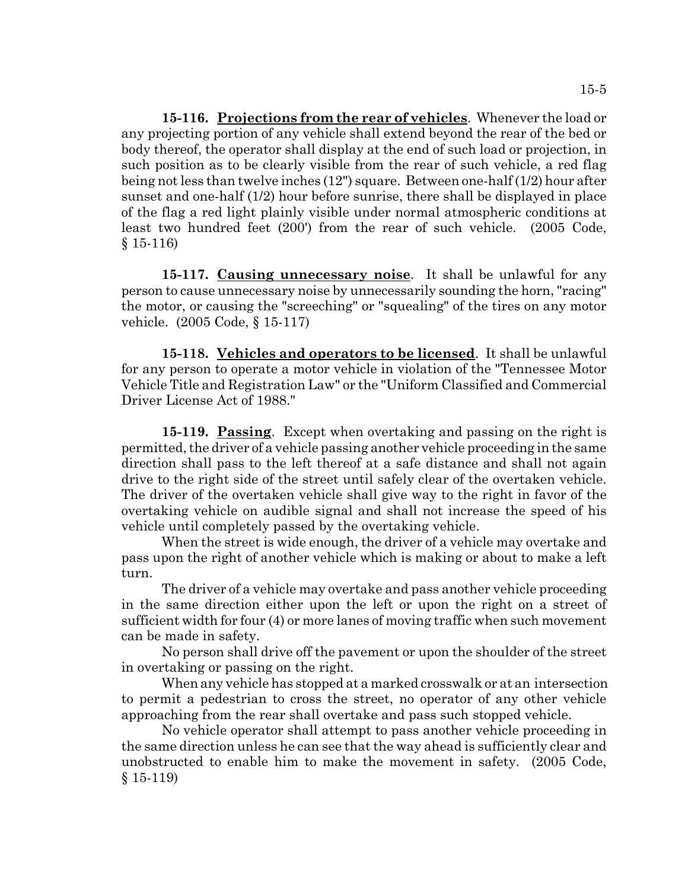**15-116. Projections from the rear of vehicles**. Whenever the load or any projecting portion of any vehicle shall extend beyond the rear of the bed or body thereof, the operator shall display at the end of such load or projection, in such position as to be clearly visible from the rear of such vehicle, a red flag being not less than twelve inches (12") square. Between one-half (1/2) hour after sunset and one-half (1/2) hour before sunrise, there shall be displayed in place of the flag a red light plainly visible under normal atmospheric conditions at least two hundred feet (200') from the rear of such vehicle. (2005 Code, § 15-116)

**15-117. Causing unnecessary noise**. It shall be unlawful for any person to cause unnecessary noise by unnecessarily sounding the horn, "racing" the motor, or causing the "screeching" or "squealing" of the tires on any motor vehicle. (2005 Code, § 15-117)

**15-118. Vehicles and operators to be licensed**. It shall be unlawful for any person to operate a motor vehicle in violation of the "Tennessee Motor Vehicle Title and Registration Law" or the "Uniform Classified and Commercial Driver License Act of 1988."

**15-119. Passing**. Except when overtaking and passing on the right is permitted, the driver of a vehicle passing another vehicle proceeding in the same direction shall pass to the left thereof at a safe distance and shall not again drive to the right side of the street until safely clear of the overtaken vehicle. The driver of the overtaken vehicle shall give way to the right in favor of the overtaking vehicle on audible signal and shall not increase the speed of his vehicle until completely passed by the overtaking vehicle.

When the street is wide enough, the driver of a vehicle may overtake and pass upon the right of another vehicle which is making or about to make a left turn.

The driver of a vehicle may overtake and pass another vehicle proceeding in the same direction either upon the left or upon the right on a street of sufficient width for four (4) or more lanes of moving traffic when such movement can be made in safety.

No person shall drive off the pavement or upon the shoulder of the street in overtaking or passing on the right.

When any vehicle has stopped at a marked crosswalk or at an intersection to permit a pedestrian to cross the street, no operator of any other vehicle approaching from the rear shall overtake and pass such stopped vehicle.

No vehicle operator shall attempt to pass another vehicle proceeding in the same direction unless he can see that the way ahead is sufficiently clear and unobstructed to enable him to make the movement in safety. (2005 Code, § 15-119)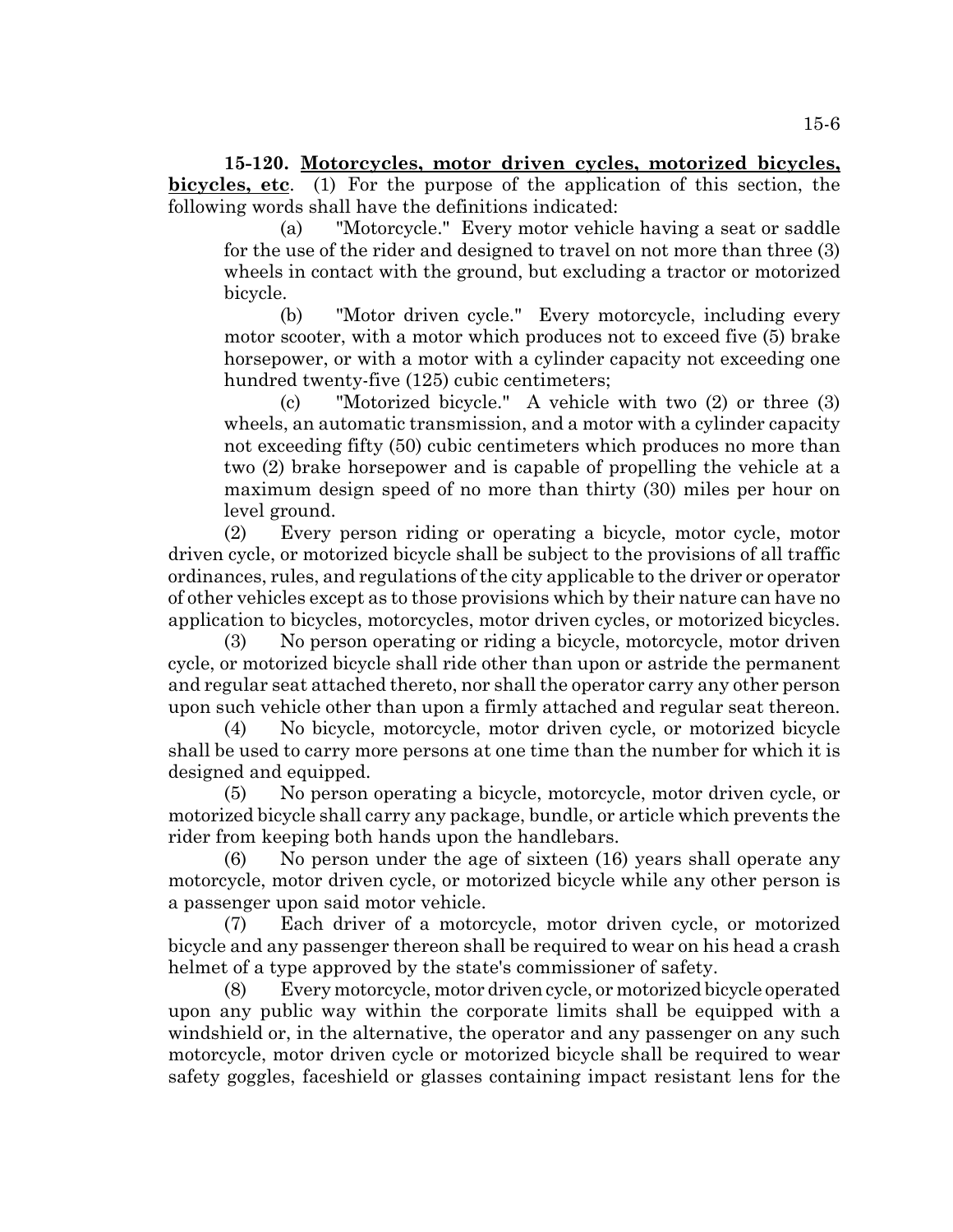**15-120. Motorcycles, motor driven cycles, motorized bicycles, bicycles, etc**. (1) For the purpose of the application of this section, the following words shall have the definitions indicated:

(a) "Motorcycle." Every motor vehicle having a seat or saddle for the use of the rider and designed to travel on not more than three (3) wheels in contact with the ground, but excluding a tractor or motorized bicycle.

(b) "Motor driven cycle." Every motorcycle, including every motor scooter, with a motor which produces not to exceed five (5) brake horsepower, or with a motor with a cylinder capacity not exceeding one hundred twenty-five (125) cubic centimeters;

(c) "Motorized bicycle." A vehicle with two (2) or three (3) wheels, an automatic transmission, and a motor with a cylinder capacity not exceeding fifty (50) cubic centimeters which produces no more than two (2) brake horsepower and is capable of propelling the vehicle at a maximum design speed of no more than thirty (30) miles per hour on level ground.

(2) Every person riding or operating a bicycle, motor cycle, motor driven cycle, or motorized bicycle shall be subject to the provisions of all traffic ordinances, rules, and regulations of the city applicable to the driver or operator of other vehicles except as to those provisions which by their nature can have no application to bicycles, motorcycles, motor driven cycles, or motorized bicycles.

(3) No person operating or riding a bicycle, motorcycle, motor driven cycle, or motorized bicycle shall ride other than upon or astride the permanent and regular seat attached thereto, nor shall the operator carry any other person upon such vehicle other than upon a firmly attached and regular seat thereon.

(4) No bicycle, motorcycle, motor driven cycle, or motorized bicycle shall be used to carry more persons at one time than the number for which it is designed and equipped.

(5) No person operating a bicycle, motorcycle, motor driven cycle, or motorized bicycle shall carry any package, bundle, or article which prevents the rider from keeping both hands upon the handlebars.

(6) No person under the age of sixteen (16) years shall operate any motorcycle, motor driven cycle, or motorized bicycle while any other person is a passenger upon said motor vehicle.

(7) Each driver of a motorcycle, motor driven cycle, or motorized bicycle and any passenger thereon shall be required to wear on his head a crash helmet of a type approved by the state's commissioner of safety.

(8) Every motorcycle, motor driven cycle, or motorized bicycle operated upon any public way within the corporate limits shall be equipped with a windshield or, in the alternative, the operator and any passenger on any such motorcycle, motor driven cycle or motorized bicycle shall be required to wear safety goggles, faceshield or glasses containing impact resistant lens for the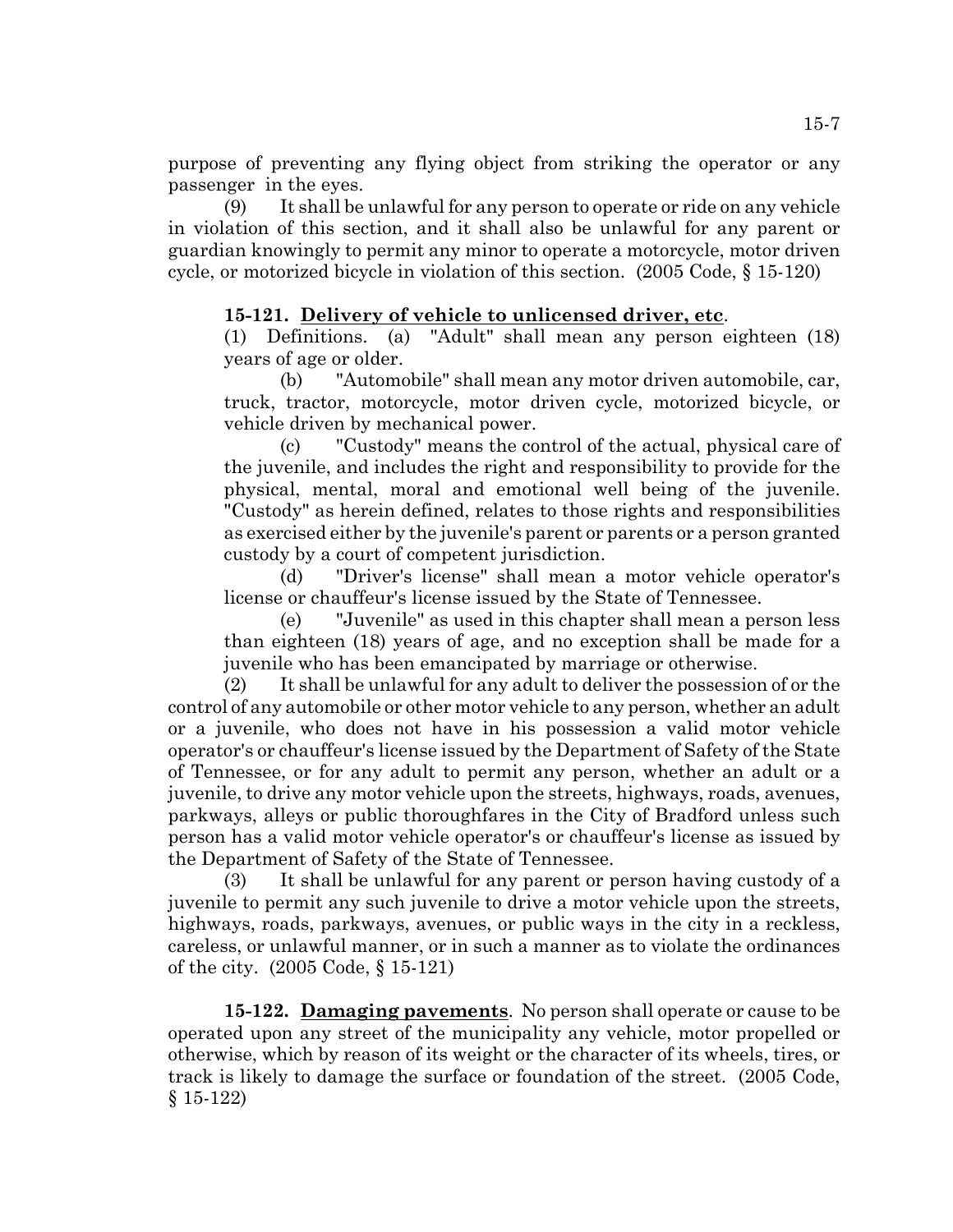purpose of preventing any flying object from striking the operator or any passenger in the eyes.

(9) It shall be unlawful for any person to operate or ride on any vehicle in violation of this section, and it shall also be unlawful for any parent or guardian knowingly to permit any minor to operate a motorcycle, motor driven cycle, or motorized bicycle in violation of this section. (2005 Code, § 15-120)

**15-121. Delivery of vehicle to unlicensed driver, etc**.

(1) Definitions. (a) "Adult" shall mean any person eighteen (18) years of age or older.

(b) "Automobile" shall mean any motor driven automobile, car, truck, tractor, motorcycle, motor driven cycle, motorized bicycle, or vehicle driven by mechanical power.

(c) "Custody" means the control of the actual, physical care of the juvenile, and includes the right and responsibility to provide for the physical, mental, moral and emotional well being of the juvenile. "Custody" as herein defined, relates to those rights and responsibilities as exercised either by the juvenile's parent or parents or a person granted custody by a court of competent jurisdiction.

(d) "Driver's license" shall mean a motor vehicle operator's license or chauffeur's license issued by the State of Tennessee.

(e) "Juvenile" as used in this chapter shall mean a person less than eighteen (18) years of age, and no exception shall be made for a juvenile who has been emancipated by marriage or otherwise.

(2) It shall be unlawful for any adult to deliver the possession of or the control of any automobile or other motor vehicle to any person, whether an adult or a juvenile, who does not have in his possession a valid motor vehicle operator's or chauffeur's license issued by the Department of Safety of the State of Tennessee, or for any adult to permit any person, whether an adult or a juvenile, to drive any motor vehicle upon the streets, highways, roads, avenues, parkways, alleys or public thoroughfares in the City of Bradford unless such person has a valid motor vehicle operator's or chauffeur's license as issued by the Department of Safety of the State of Tennessee.

(3) It shall be unlawful for any parent or person having custody of a juvenile to permit any such juvenile to drive a motor vehicle upon the streets, highways, roads, parkways, avenues, or public ways in the city in a reckless, careless, or unlawful manner, or in such a manner as to violate the ordinances of the city. (2005 Code, § 15-121)

**15-122. Damaging pavements**. No person shall operate or cause to be operated upon any street of the municipality any vehicle, motor propelled or otherwise, which by reason of its weight or the character of its wheels, tires, or track is likely to damage the surface or foundation of the street. (2005 Code, § 15-122)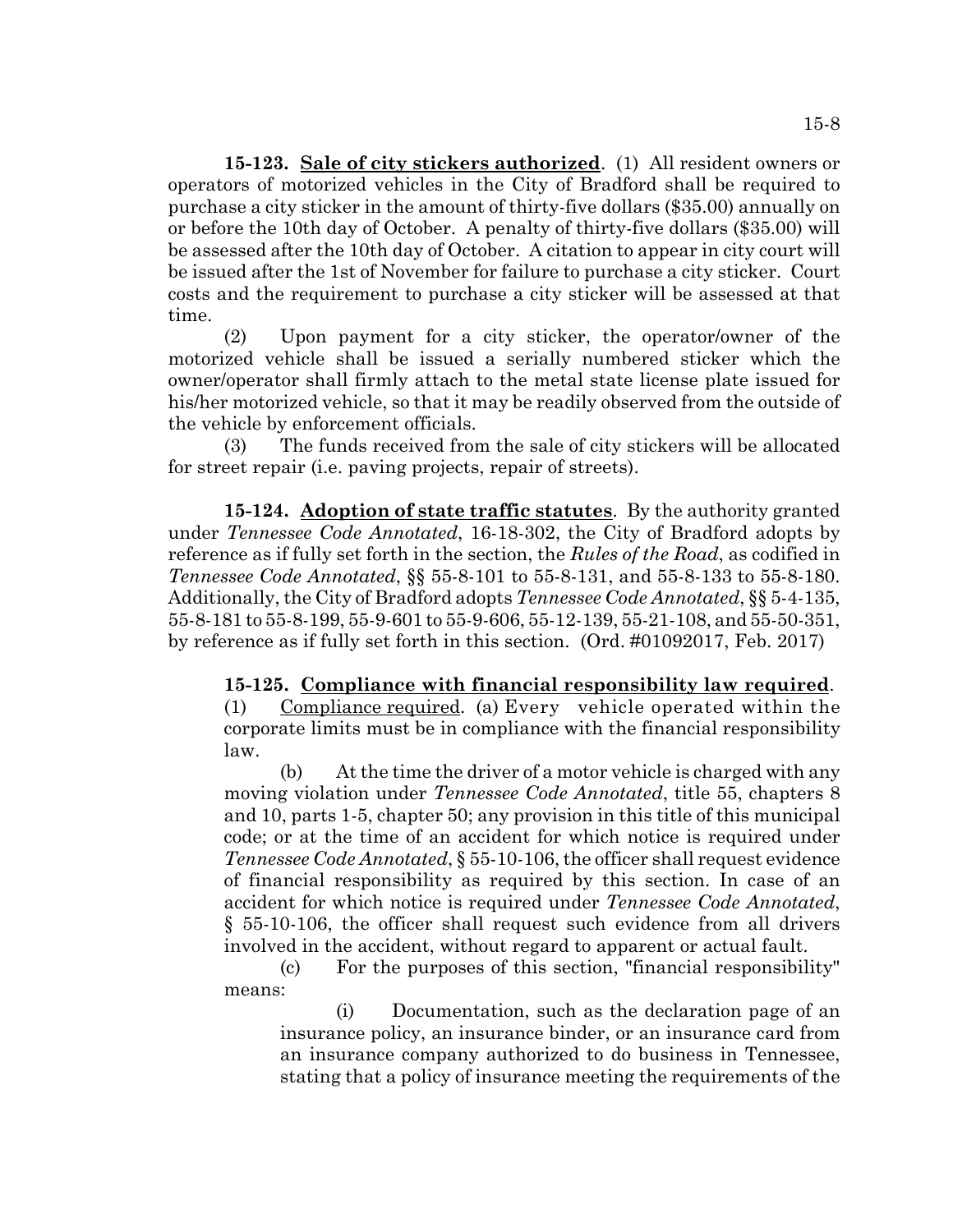**15-123. Sale of city stickers authorized**. (1) All resident owners or operators of motorized vehicles in the City of Bradford shall be required to purchase a city sticker in the amount of thirty-five dollars ($35.00) annually on or before the 10th day of October. A penalty of thirty-five dollars ($35.00) will be assessed after the 10th day of October. A citation to appear in city court will be issued after the 1st of November for failure to purchase a city sticker. Court costs and the requirement to purchase a city sticker will be assessed at that time.

(2) Upon payment for a city sticker, the operator/owner of the motorized vehicle shall be issued a serially numbered sticker which the owner/operator shall firmly attach to the metal state license plate issued for his/her motorized vehicle, so that it may be readily observed from the outside of the vehicle by enforcement officials.

(3) The funds received from the sale of city stickers will be allocated for street repair (i.e. paving projects, repair of streets).

**15-124. Adoption of state traffic statutes**. By the authority granted under *Tennessee Code Annotated*, 16-18-302, the City of Bradford adopts by reference as if fully set forth in the section, the *Rules of the Road*, as codified in *Tennessee Code Annotated*, §§ 55-8-101 to 55-8-131, and 55-8-133 to 55-8-180. Additionally, the City of Bradford adopts *Tennessee Code Annotated*, §§ 5-4-135, 55-8-181 to 55-8-199, 55-9-601 to 55-9-606, 55-12-139, 55-21-108, and 55-50-351, by reference as if fully set forth in this section. (Ord. #01092017, Feb. 2017)

**15-125. Compliance with financial responsibility law required**.

(1) Compliance required. (a) Every vehicle operated within the corporate limits must be in compliance with the financial responsibility law.

(b) At the time the driver of a motor vehicle is charged with any moving violation under *Tennessee Code Annotated*, title 55, chapters 8 and 10, parts 1-5, chapter 50; any provision in this title of this municipal code; or at the time of an accident for which notice is required under *Tennessee Code Annotated*, § 55-10-106, the officer shall request evidence of financial responsibility as required by this section. In case of an accident for which notice is required under *Tennessee Code Annotated*, § 55-10-106, the officer shall request such evidence from all drivers involved in the accident, without regard to apparent or actual fault.

(c) For the purposes of this section, "financial responsibility" means:

(i) Documentation, such as the declaration page of an insurance policy, an insurance binder, or an insurance card from an insurance company authorized to do business in Tennessee, stating that a policy of insurance meeting the requirements of the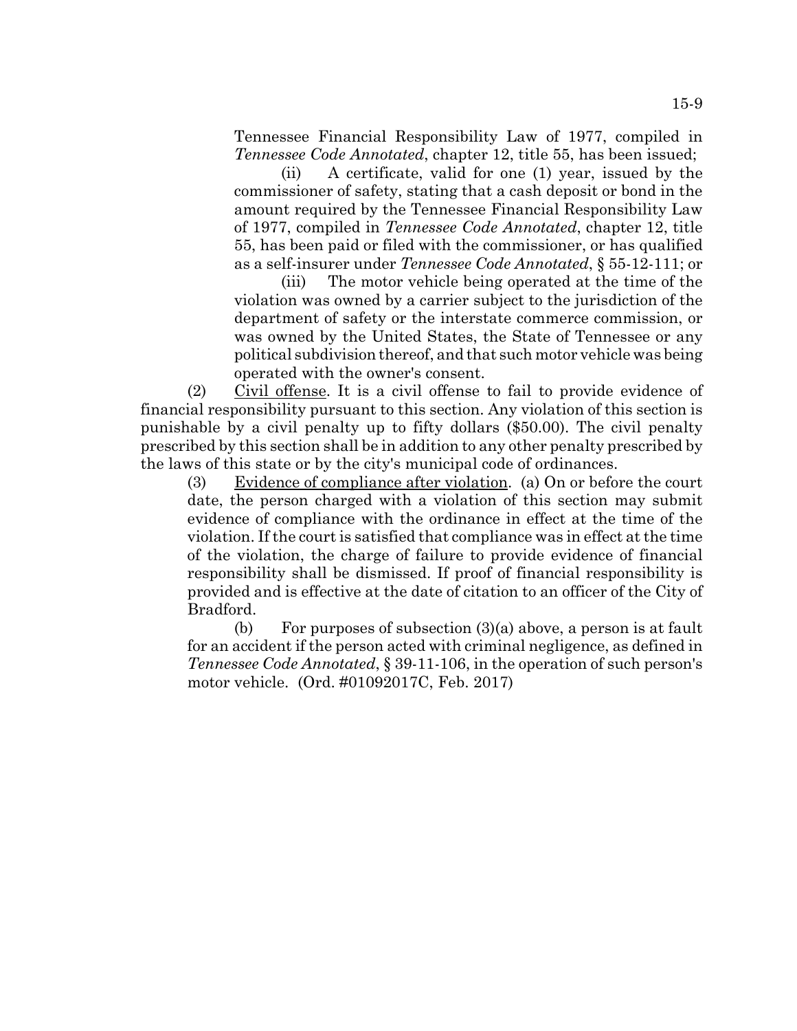Tennessee Financial Responsibility Law of 1977, compiled in *Tennessee Code Annotated*, chapter 12, title 55, has been issued;

(ii) A certificate, valid for one (1) year, issued by the commissioner of safety, stating that a cash deposit or bond in the amount required by the Tennessee Financial Responsibility Law of 1977, compiled in *Tennessee Code Annotated*, chapter 12, title 55, has been paid or filed with the commissioner, or has qualified as a self-insurer under *Tennessee Code Annotated*, § 55-12-111; or

(iii) The motor vehicle being operated at the time of the violation was owned by a carrier subject to the jurisdiction of the department of safety or the interstate commerce commission, or was owned by the United States, the State of Tennessee or any political subdivision thereof, and that such motor vehicle was being operated with the owner's consent.

(2) Civil offense. It is a civil offense to fail to provide evidence of financial responsibility pursuant to this section. Any violation of this section is punishable by a civil penalty up to fifty dollars ($50.00). The civil penalty prescribed by this section shall be in addition to any other penalty prescribed by the laws of this state or by the city's municipal code of ordinances.

(3) Evidence of compliance after violation. (a) On or before the court date, the person charged with a violation of this section may submit evidence of compliance with the ordinance in effect at the time of the violation. If the court is satisfied that compliance was in effect at the time of the violation, the charge of failure to provide evidence of financial responsibility shall be dismissed. If proof of financial responsibility is provided and is effective at the date of citation to an officer of the City of Bradford.

(b) For purposes of subsection (3)(a) above, a person is at fault for an accident if the person acted with criminal negligence, as defined in *Tennessee Code Annotated*, § 39-11-106, in the operation of such person's motor vehicle. (Ord. #01092017C, Feb. 2017)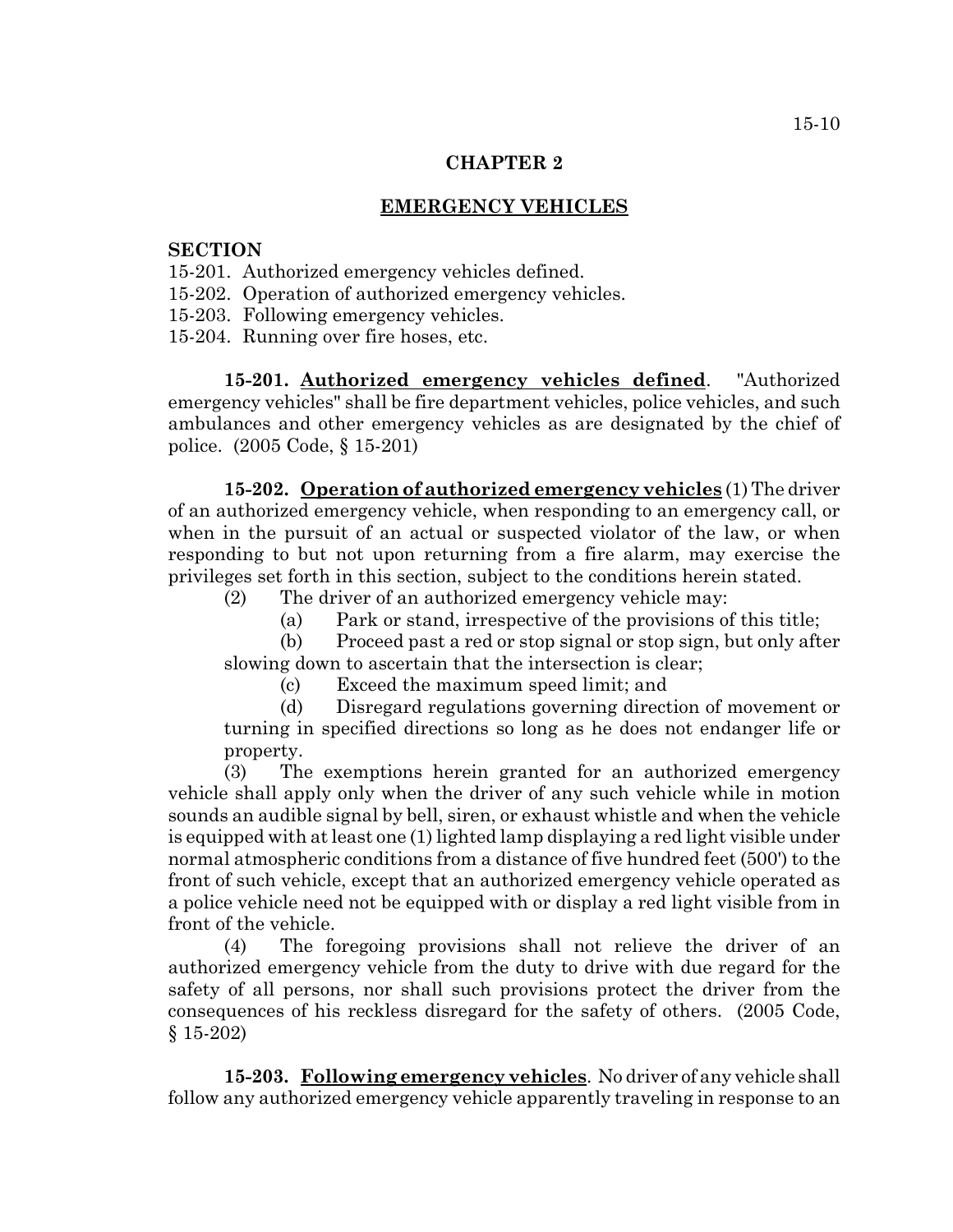# CHAPTER 2

## EMERGENCY VEHICLES

**SECTION**

15-201. Authorized emergency vehicles defined.
15-202. Operation of authorized emergency vehicles.
15-203. Following emergency vehicles.
15-204. Running over fire hoses, etc.

**15-201. Authorized emergency vehicles defined**. "Authorized emergency vehicles" shall be fire department vehicles, police vehicles, and such ambulances and other emergency vehicles as are designated by the chief of police. (2005 Code, § 15-201)

**15-202. Operation of authorized emergency vehicles** (1) The driver of an authorized emergency vehicle, when responding to an emergency call, or when in the pursuit of an actual or suspected violator of the law, or when responding to but not upon returning from a fire alarm, may exercise the privileges set forth in this section, subject to the conditions herein stated.

(2) The driver of an authorized emergency vehicle may:

(a) Park or stand, irrespective of the provisions of this title;

(b) Proceed past a red or stop signal or stop sign, but only after slowing down to ascertain that the intersection is clear;

(c) Exceed the maximum speed limit; and

(d) Disregard regulations governing direction of movement or turning in specified directions so long as he does not endanger life or property.

(3) The exemptions herein granted for an authorized emergency vehicle shall apply only when the driver of any such vehicle while in motion sounds an audible signal by bell, siren, or exhaust whistle and when the vehicle is equipped with at least one (1) lighted lamp displaying a red light visible under normal atmospheric conditions from a distance of five hundred feet (500') to the front of such vehicle, except that an authorized emergency vehicle operated as a police vehicle need not be equipped with or display a red light visible from in front of the vehicle.

(4) The foregoing provisions shall not relieve the driver of an authorized emergency vehicle from the duty to drive with due regard for the safety of all persons, nor shall such provisions protect the driver from the consequences of his reckless disregard for the safety of others. (2005 Code, § 15-202)

**15-203. Following emergency vehicles**. No driver of any vehicle shall follow any authorized emergency vehicle apparently traveling in response to an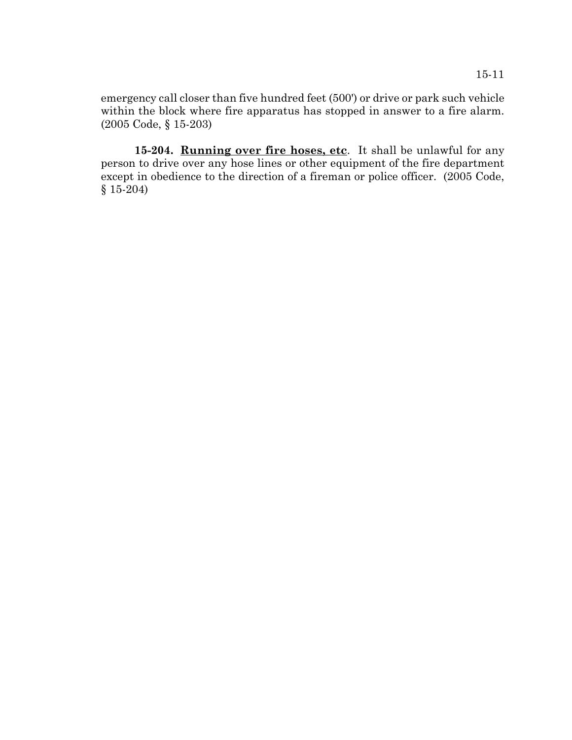emergency call closer than five hundred feet (500') or drive or park such vehicle within the block where fire apparatus has stopped in answer to a fire alarm. (2005 Code, § 15-203)

**15-204. <u>Running over fire hoses, etc</u>.** It shall be unlawful for any person to drive over any hose lines or other equipment of the fire department except in obedience to the direction of a fireman or police officer. (2005 Code, § 15-204)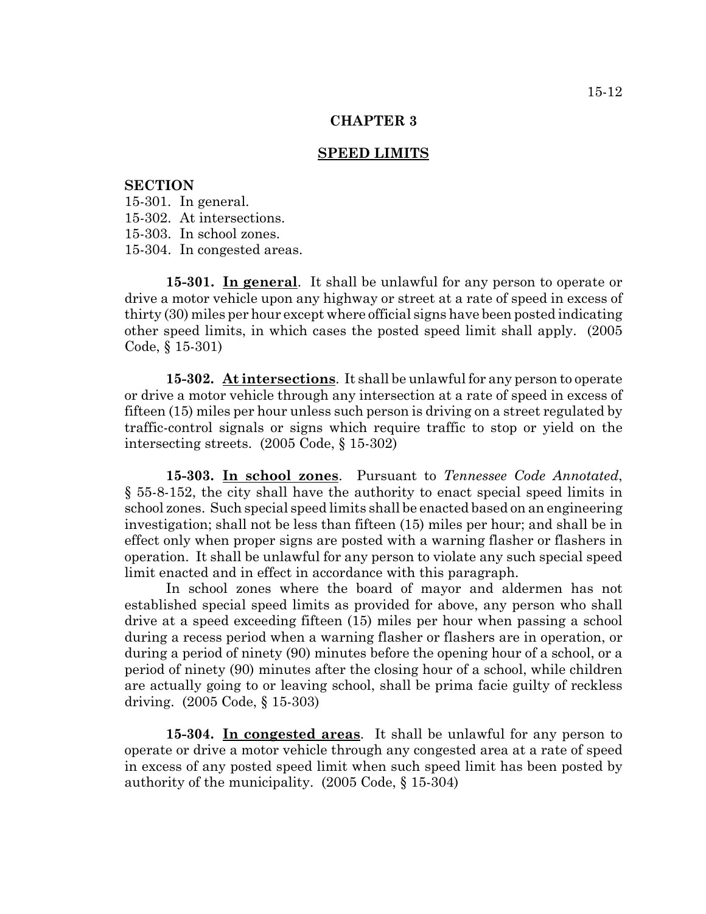# CHAPTER 3

## SPEED LIMITS

**SECTION**

15-301. In general.
15-302. At intersections.
15-303. In school zones.
15-304. In congested areas.

**15-301. In general**. It shall be unlawful for any person to operate or drive a motor vehicle upon any highway or street at a rate of speed in excess of thirty (30) miles per hour except where official signs have been posted indicating other speed limits, in which cases the posted speed limit shall apply. (2005 Code, § 15-301)

**15-302. At intersections**. It shall be unlawful for any person to operate or drive a motor vehicle through any intersection at a rate of speed in excess of fifteen (15) miles per hour unless such person is driving on a street regulated by traffic-control signals or signs which require traffic to stop or yield on the intersecting streets. (2005 Code, § 15-302)

**15-303. In school zones**. Pursuant to *Tennessee Code Annotated*, § 55-8-152, the city shall have the authority to enact special speed limits in school zones. Such special speed limits shall be enacted based on an engineering investigation; shall not be less than fifteen (15) miles per hour; and shall be in effect only when proper signs are posted with a warning flasher or flashers in operation. It shall be unlawful for any person to violate any such special speed limit enacted and in effect in accordance with this paragraph.

In school zones where the board of mayor and aldermen has not established special speed limits as provided for above, any person who shall drive at a speed exceeding fifteen (15) miles per hour when passing a school during a recess period when a warning flasher or flashers are in operation, or during a period of ninety (90) minutes before the opening hour of a school, or a period of ninety (90) minutes after the closing hour of a school, while children are actually going to or leaving school, shall be prima facie guilty of reckless driving. (2005 Code, § 15-303)

**15-304. In congested areas**. It shall be unlawful for any person to operate or drive a motor vehicle through any congested area at a rate of speed in excess of any posted speed limit when such speed limit has been posted by authority of the municipality. (2005 Code, § 15-304)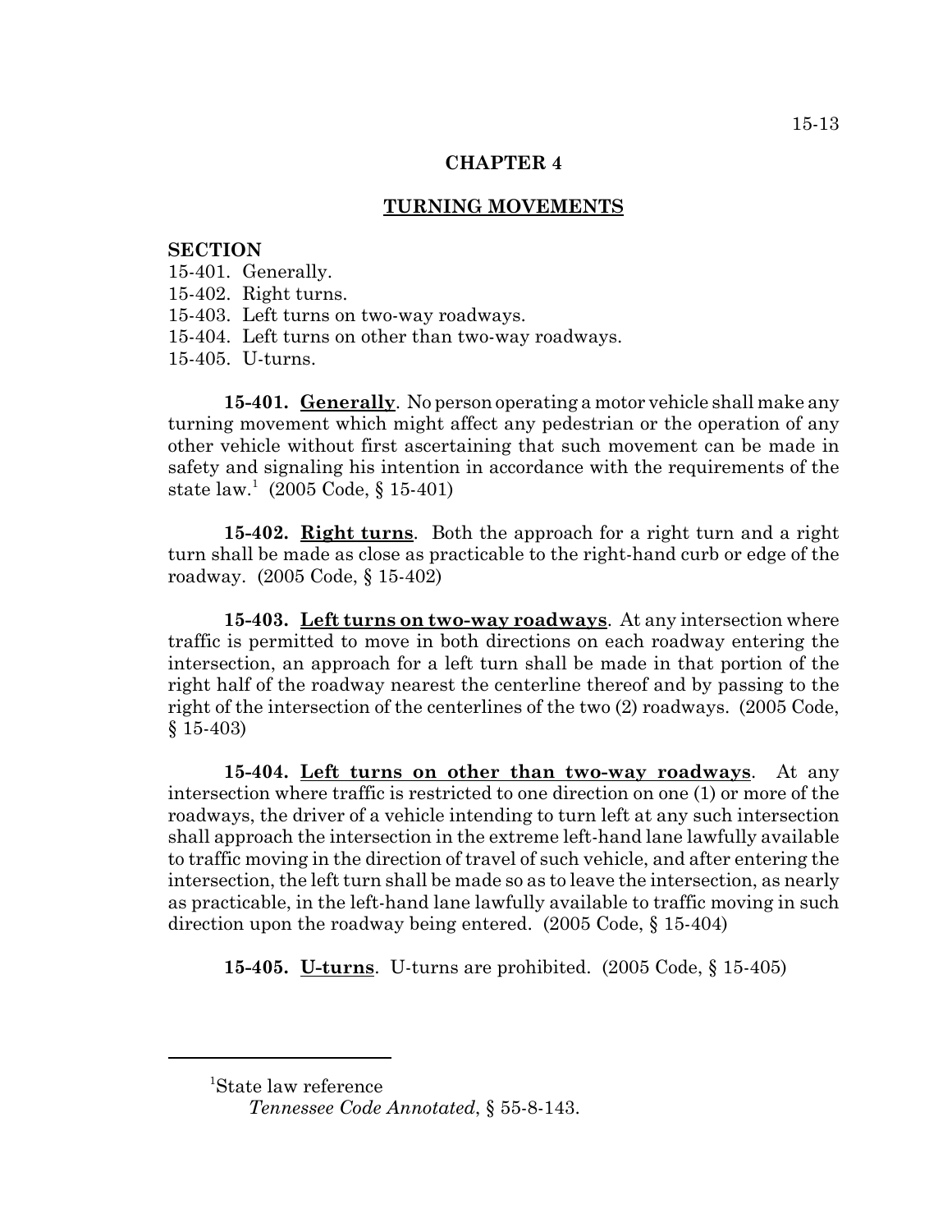# CHAPTER 4

## TURNING MOVEMENTS

**SECTION**

15-401. Generally.
15-402. Right turns.
15-403. Left turns on two-way roadways.
15-404. Left turns on other than two-way roadways.
15-405. U-turns.

**15-401. Generally.** No person operating a motor vehicle shall make any turning movement which might affect any pedestrian or the operation of any other vehicle without first ascertaining that such movement can be made in safety and signaling his intention in accordance with the requirements of the state law.[1] (2005 Code, § 15-401)

**15-402. Right turns.** Both the approach for a right turn and a right turn shall be made as close as practicable to the right-hand curb or edge of the roadway. (2005 Code, § 15-402)

**15-403. Left turns on two-way roadways.** At any intersection where traffic is permitted to move in both directions on each roadway entering the intersection, an approach for a left turn shall be made in that portion of the right half of the roadway nearest the centerline thereof and by passing to the right of the intersection of the centerlines of the two (2) roadways. (2005 Code, § 15-403)

**15-404. Left turns on other than two-way roadways.** At any intersection where traffic is restricted to one direction on one (1) or more of the roadways, the driver of a vehicle intending to turn left at any such intersection shall approach the intersection in the extreme left-hand lane lawfully available to traffic moving in the direction of travel of such vehicle, and after entering the intersection, the left turn shall be made so as to leave the intersection, as nearly as practicable, in the left-hand lane lawfully available to traffic moving in such direction upon the roadway being entered. (2005 Code, § 15-404)

**15-405. U-turns.** U-turns are prohibited. (2005 Code, § 15-405)

---

[1] State law reference
*Tennessee Code Annotated*, § 55-8-143.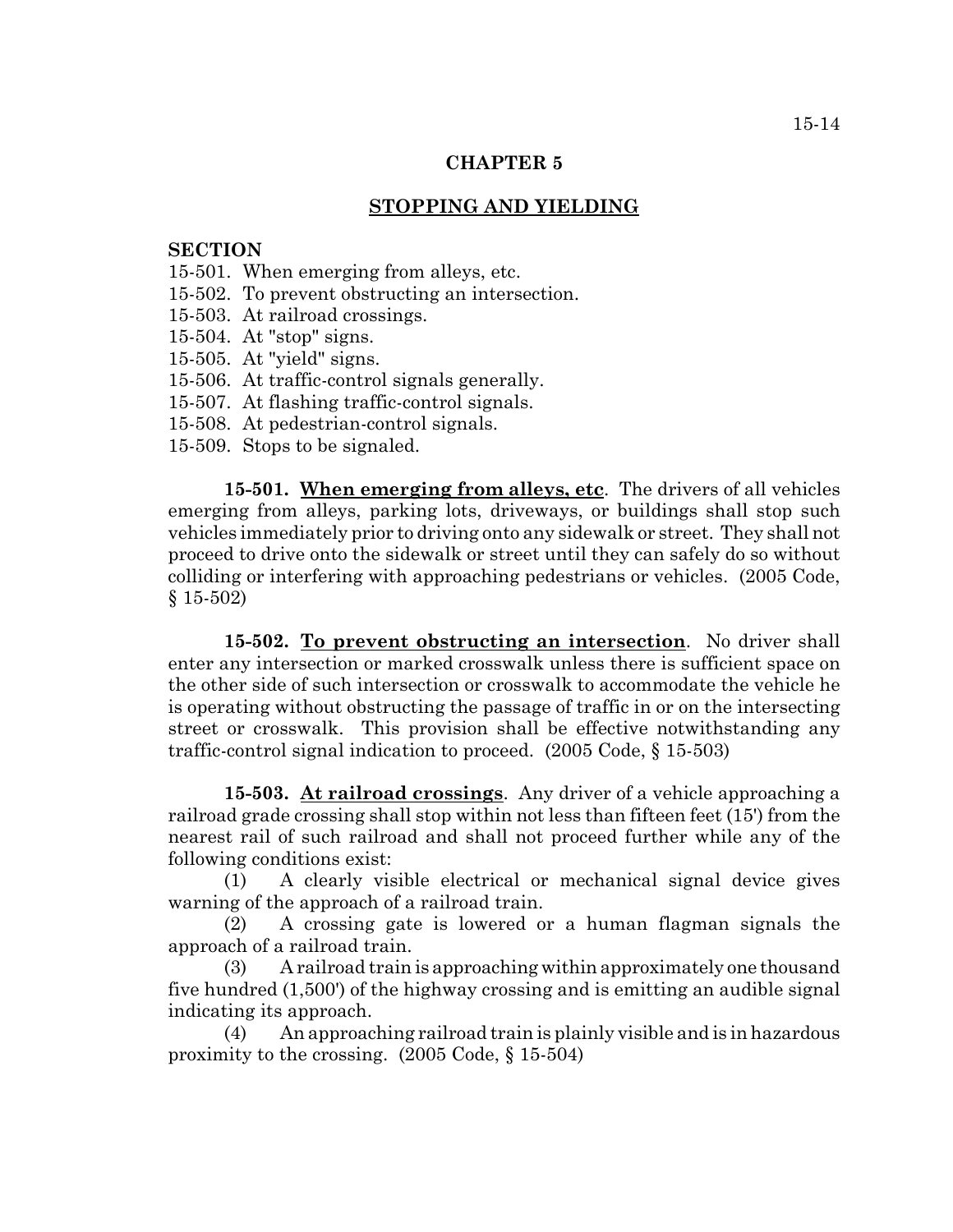# CHAPTER 5

## STOPPING AND YIELDING

**SECTION**

15-501. When emerging from alleys, etc.
15-502. To prevent obstructing an intersection.
15-503. At railroad crossings.
15-504. At "stop" signs.
15-505. At "yield" signs.
15-506. At traffic-control signals generally.
15-507. At flashing traffic-control signals.
15-508. At pedestrian-control signals.
15-509. Stops to be signaled.

**15-501. When emerging from alleys, etc**. The drivers of all vehicles emerging from alleys, parking lots, driveways, or buildings shall stop such vehicles immediately prior to driving onto any sidewalk or street. They shall not proceed to drive onto the sidewalk or street until they can safely do so without colliding or interfering with approaching pedestrians or vehicles. (2005 Code, § 15-502)

**15-502. To prevent obstructing an intersection**. No driver shall enter any intersection or marked crosswalk unless there is sufficient space on the other side of such intersection or crosswalk to accommodate the vehicle he is operating without obstructing the passage of traffic in or on the intersecting street or crosswalk. This provision shall be effective notwithstanding any traffic-control signal indication to proceed. (2005 Code, § 15-503)

**15-503. At railroad crossings**. Any driver of a vehicle approaching a railroad grade crossing shall stop within not less than fifteen feet (15') from the nearest rail of such railroad and shall not proceed further while any of the following conditions exist:

(1) A clearly visible electrical or mechanical signal device gives warning of the approach of a railroad train.

(2) A crossing gate is lowered or a human flagman signals the approach of a railroad train.

(3) A railroad train is approaching within approximately one thousand five hundred (1,500') of the highway crossing and is emitting an audible signal indicating its approach.

(4) An approaching railroad train is plainly visible and is in hazardous proximity to the crossing. (2005 Code, § 15-504)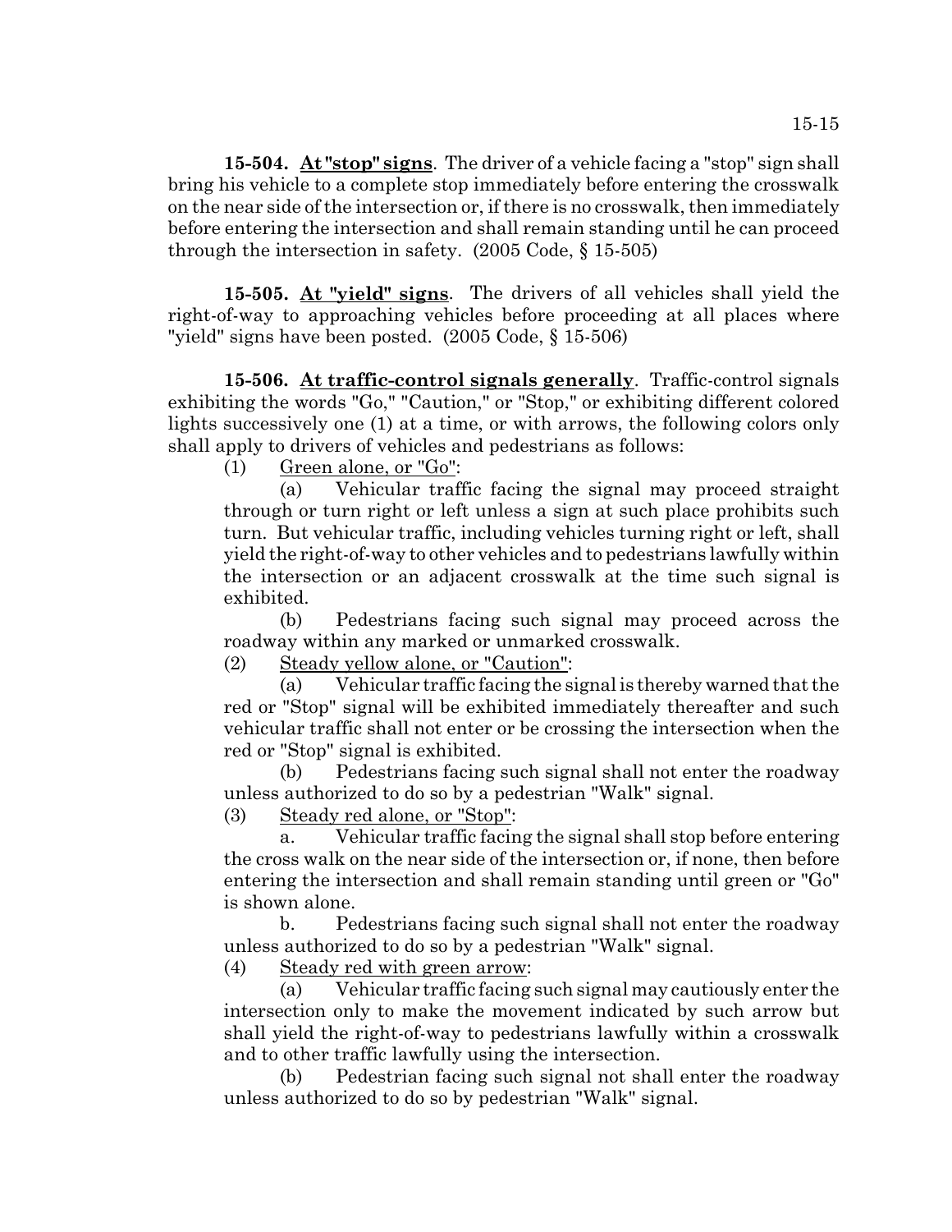**15-504. At "stop" signs**. The driver of a vehicle facing a "stop" sign shall bring his vehicle to a complete stop immediately before entering the crosswalk on the near side of the intersection or, if there is no crosswalk, then immediately before entering the intersection and shall remain standing until he can proceed through the intersection in safety. (2005 Code, § 15-505)

**15-505. At "yield" signs**. The drivers of all vehicles shall yield the right-of-way to approaching vehicles before proceeding at all places where "yield" signs have been posted. (2005 Code, § 15-506)

**15-506. At traffic-control signals generally**. Traffic-control signals exhibiting the words "Go," "Caution," or "Stop," or exhibiting different colored lights successively one (1) at a time, or with arrows, the following colors only shall apply to drivers of vehicles and pedestrians as follows:

(1) Green alone, or "Go":

(a) Vehicular traffic facing the signal may proceed straight through or turn right or left unless a sign at such place prohibits such turn. But vehicular traffic, including vehicles turning right or left, shall yield the right-of-way to other vehicles and to pedestrians lawfully within the intersection or an adjacent crosswalk at the time such signal is exhibited.

(b) Pedestrians facing such signal may proceed across the roadway within any marked or unmarked crosswalk.

(2) Steady yellow alone, or "Caution":

(a) Vehicular traffic facing the signal is thereby warned that the red or "Stop" signal will be exhibited immediately thereafter and such vehicular traffic shall not enter or be crossing the intersection when the red or "Stop" signal is exhibited.

(b) Pedestrians facing such signal shall not enter the roadway unless authorized to do so by a pedestrian "Walk" signal.

(3) Steady red alone, or "Stop":

a. Vehicular traffic facing the signal shall stop before entering the cross walk on the near side of the intersection or, if none, then before entering the intersection and shall remain standing until green or "Go" is shown alone.

b. Pedestrians facing such signal shall not enter the roadway unless authorized to do so by a pedestrian "Walk" signal.

(4) Steady red with green arrow:

(a) Vehicular traffic facing such signal may cautiously enter the intersection only to make the movement indicated by such arrow but shall yield the right-of-way to pedestrians lawfully within a crosswalk and to other traffic lawfully using the intersection.

(b) Pedestrian facing such signal not shall enter the roadway unless authorized to do so by pedestrian "Walk" signal.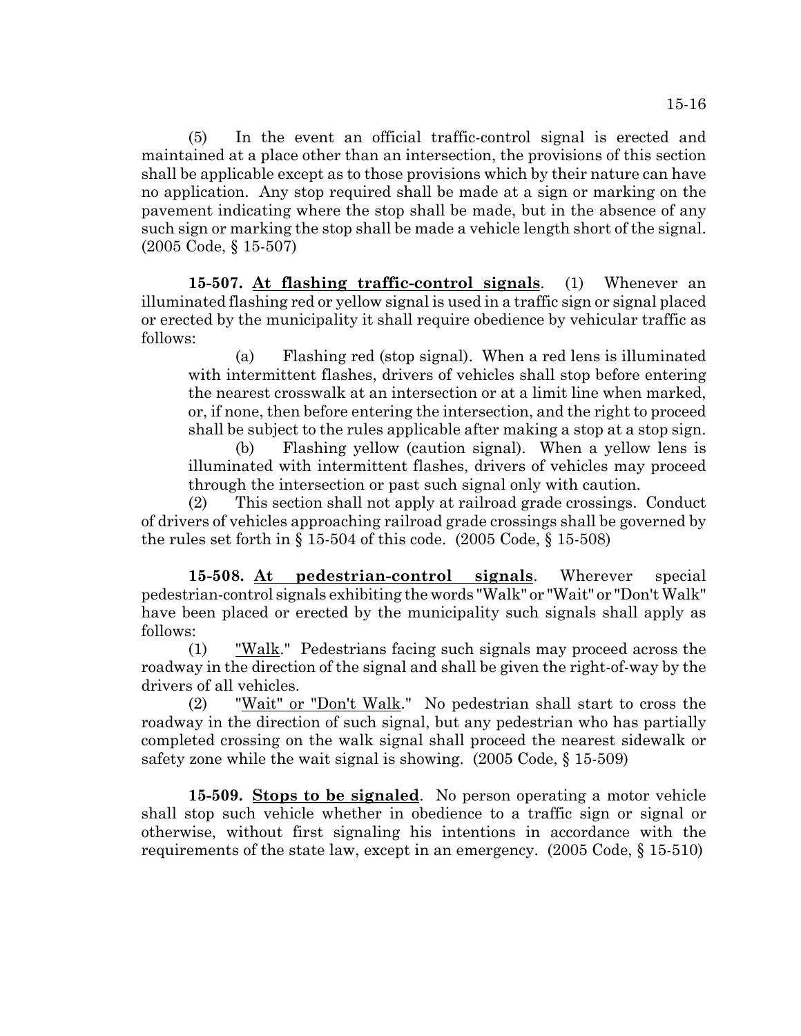(5) In the event an official traffic-control signal is erected and maintained at a place other than an intersection, the provisions of this section shall be applicable except as to those provisions which by their nature can have no application. Any stop required shall be made at a sign or marking on the pavement indicating where the stop shall be made, but in the absence of any such sign or marking the stop shall be made a vehicle length short of the signal. (2005 Code, § 15-507)

**15-507. <u>At flashing traffic-control signals</u>**. (1) Whenever an illuminated flashing red or yellow signal is used in a traffic sign or signal placed or erected by the municipality it shall require obedience by vehicular traffic as follows:

(a) Flashing red (stop signal). When a red lens is illuminated with intermittent flashes, drivers of vehicles shall stop before entering the nearest crosswalk at an intersection or at a limit line when marked, or, if none, then before entering the intersection, and the right to proceed shall be subject to the rules applicable after making a stop at a stop sign.

(b) Flashing yellow (caution signal). When a yellow lens is illuminated with intermittent flashes, drivers of vehicles may proceed through the intersection or past such signal only with caution.

(2) This section shall not apply at railroad grade crossings. Conduct of drivers of vehicles approaching railroad grade crossings shall be governed by the rules set forth in § 15-504 of this code. (2005 Code, § 15-508)

**15-508. <u>At pedestrian-control signals</u>**. Wherever special pedestrian-control signals exhibiting the words "Walk" or "Wait" or "Don't Walk" have been placed or erected by the municipality such signals shall apply as follows:

(1) <u>"Walk</u>." Pedestrians facing such signals may proceed across the roadway in the direction of the signal and shall be given the right-of-way by the drivers of all vehicles.

(2) <u>"Wait" or "Don't Walk</u>." No pedestrian shall start to cross the roadway in the direction of such signal, but any pedestrian who has partially completed crossing on the walk signal shall proceed the nearest sidewalk or safety zone while the wait signal is showing. (2005 Code, § 15-509)

**15-509. <u>Stops to be signaled</u>**. No person operating a motor vehicle shall stop such vehicle whether in obedience to a traffic sign or signal or otherwise, without first signaling his intentions in accordance with the requirements of the state law, except in an emergency. (2005 Code, § 15-510)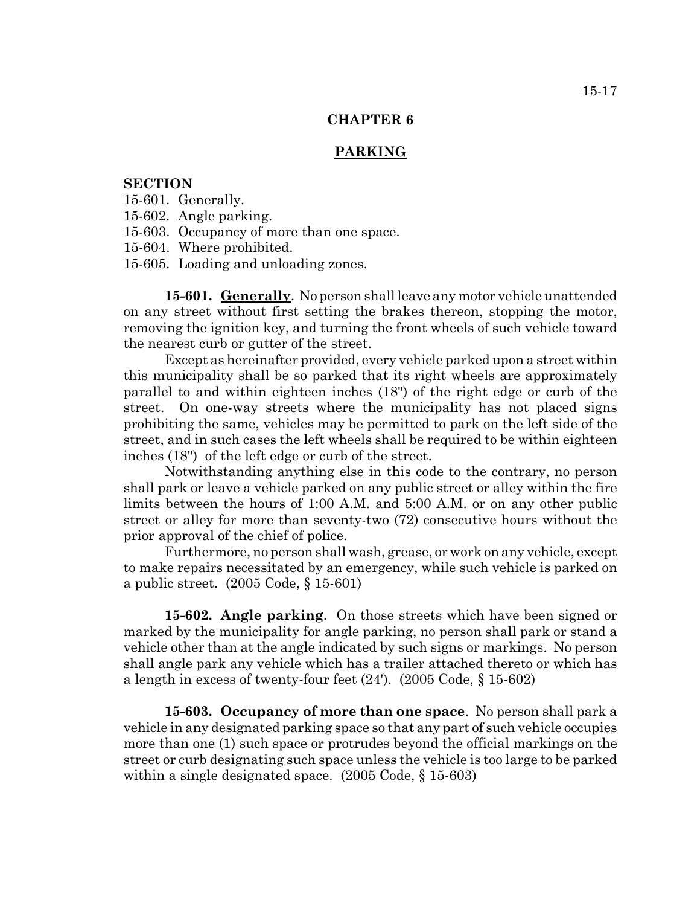# CHAPTER 6

## PARKING

**SECTION**

15-601. Generally.
15-602. Angle parking.
15-603. Occupancy of more than one space.
15-604. Where prohibited.
15-605. Loading and unloading zones.

**15-601. Generally**. No person shall leave any motor vehicle unattended on any street without first setting the brakes thereon, stopping the motor, removing the ignition key, and turning the front wheels of such vehicle toward the nearest curb or gutter of the street.

Except as hereinafter provided, every vehicle parked upon a street within this municipality shall be so parked that its right wheels are approximately parallel to and within eighteen inches (18") of the right edge or curb of the street. On one-way streets where the municipality has not placed signs prohibiting the same, vehicles may be permitted to park on the left side of the street, and in such cases the left wheels shall be required to be within eighteen inches (18") of the left edge or curb of the street.

Notwithstanding anything else in this code to the contrary, no person shall park or leave a vehicle parked on any public street or alley within the fire limits between the hours of 1:00 A.M. and 5:00 A.M. or on any other public street or alley for more than seventy-two (72) consecutive hours without the prior approval of the chief of police.

Furthermore, no person shall wash, grease, or work on any vehicle, except to make repairs necessitated by an emergency, while such vehicle is parked on a public street. (2005 Code, § 15-601)

**15-602. Angle parking**. On those streets which have been signed or marked by the municipality for angle parking, no person shall park or stand a vehicle other than at the angle indicated by such signs or markings. No person shall angle park any vehicle which has a trailer attached thereto or which has a length in excess of twenty-four feet (24'). (2005 Code, § 15-602)

**15-603. Occupancy of more than one space**. No person shall park a vehicle in any designated parking space so that any part of such vehicle occupies more than one (1) such space or protrudes beyond the official markings on the street or curb designating such space unless the vehicle is too large to be parked within a single designated space. (2005 Code, § 15-603)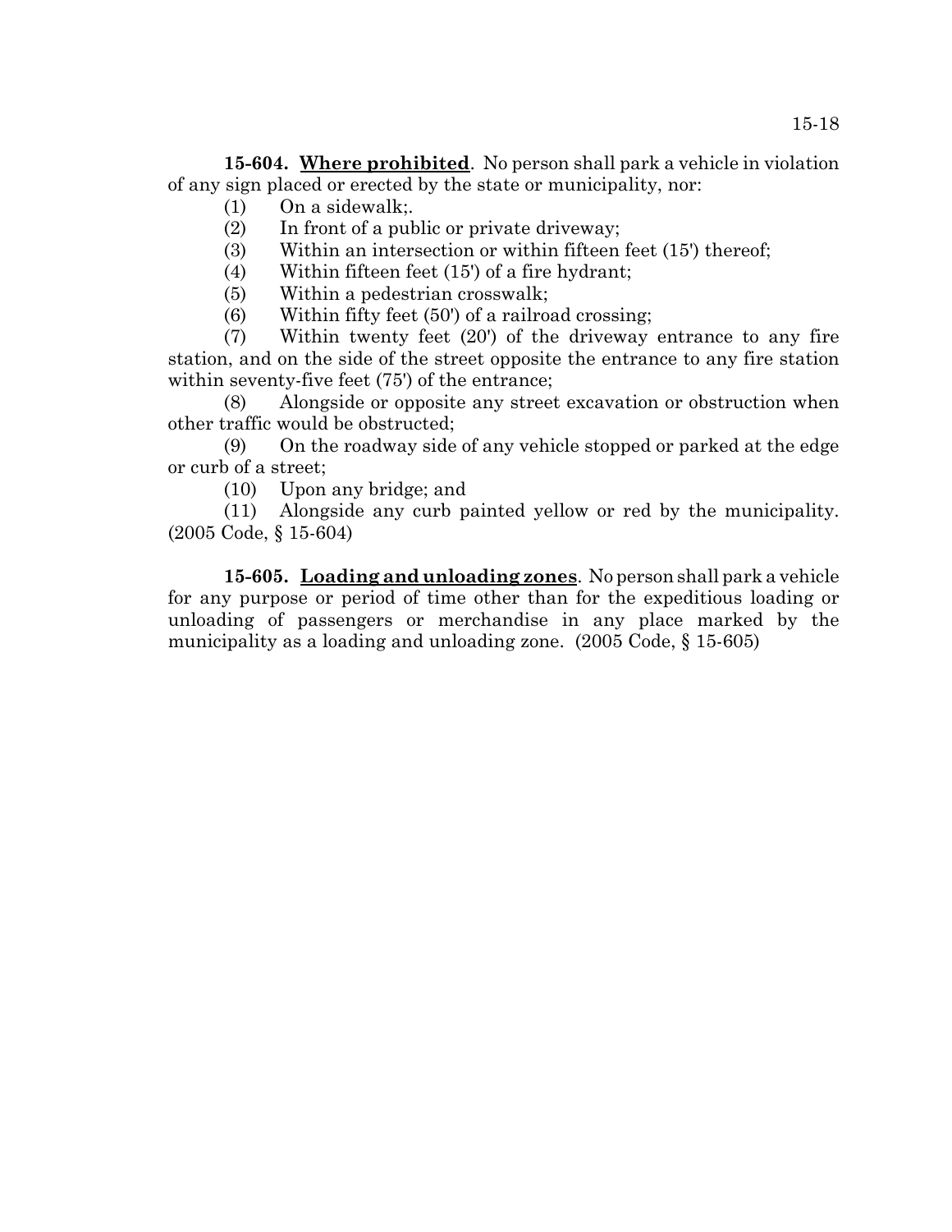**15-604. Where prohibited**. No person shall park a vehicle in violation of any sign placed or erected by the state or municipality, nor:

(1) On a sidewalk;.

(2) In front of a public or private driveway;

(3) Within an intersection or within fifteen feet (15') thereof;

(4) Within fifteen feet (15') of a fire hydrant;

(5) Within a pedestrian crosswalk;

(6) Within fifty feet (50') of a railroad crossing;

(7) Within twenty feet (20') of the driveway entrance to any fire station, and on the side of the street opposite the entrance to any fire station within seventy-five feet (75') of the entrance;

(8) Alongside or opposite any street excavation or obstruction when other traffic would be obstructed;

(9) On the roadway side of any vehicle stopped or parked at the edge or curb of a street;

(10) Upon any bridge; and

(11) Alongside any curb painted yellow or red by the municipality. (2005 Code, § 15-604)

**15-605. Loading and unloading zones**. No person shall park a vehicle for any purpose or period of time other than for the expeditious loading or unloading of passengers or merchandise in any place marked by the municipality as a loading and unloading zone. (2005 Code, § 15-605)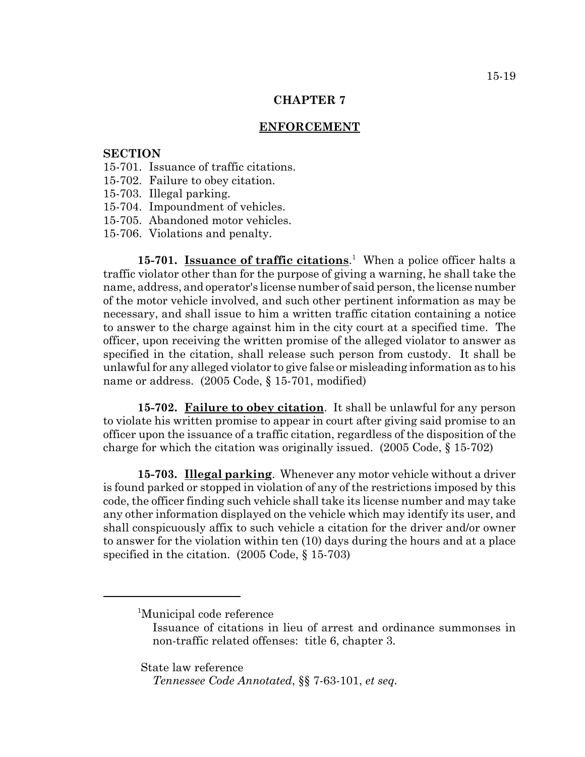## CHAPTER 7

## ENFORCEMENT

**SECTION**

15-701. Issuance of traffic citations.
15-702. Failure to obey citation.
15-703. Illegal parking.
15-704. Impoundment of vehicles.
15-705. Abandoned motor vehicles.
15-706. Violations and penalty.

**15-701. Issuance of traffic citations**.[1] When a police officer halts a traffic violator other than for the purpose of giving a warning, he shall take the name, address, and operator's license number of said person, the license number of the motor vehicle involved, and such other pertinent information as may be necessary, and shall issue to him a written traffic citation containing a notice to answer to the charge against him in the city court at a specified time. The officer, upon receiving the written promise of the alleged violator to answer as specified in the citation, shall release such person from custody. It shall be unlawful for any alleged violator to give false or misleading information as to his name or address. (2005 Code, § 15-701, modified)

**15-702. Failure to obey citation**. It shall be unlawful for any person to violate his written promise to appear in court after giving said promise to an officer upon the issuance of a traffic citation, regardless of the disposition of the charge for which the citation was originally issued. (2005 Code, § 15-702)

**15-703. Illegal parking**. Whenever any motor vehicle without a driver is found parked or stopped in violation of any of the restrictions imposed by this code, the officer finding such vehicle shall take its license number and may take any other information displayed on the vehicle which may identify its user, and shall conspicuously affix to such vehicle a citation for the driver and/or owner to answer for the violation within ten (10) days during the hours and at a place specified in the citation. (2005 Code, § 15-703)

---

[1]Municipal code reference
Issuance of citations in lieu of arrest and ordinance summonses in non-traffic related offenses: title 6, chapter 3.

State law reference
*Tennessee Code Annotated*, §§ 7-63-101, *et seq.*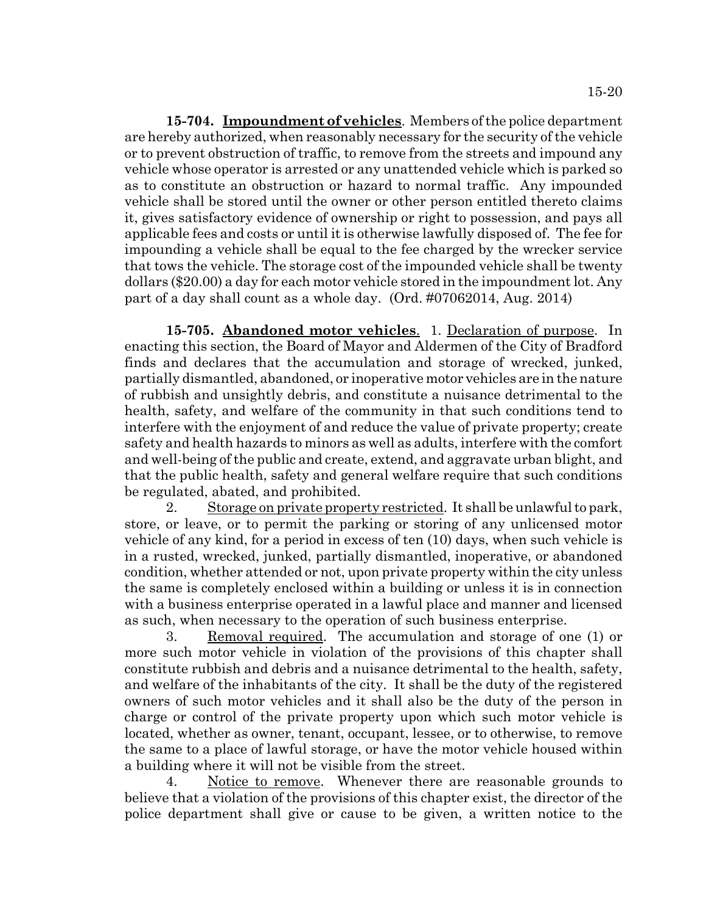**15-704. Impoundment of vehicles**. Members of the police department are hereby authorized, when reasonably necessary for the security of the vehicle or to prevent obstruction of traffic, to remove from the streets and impound any vehicle whose operator is arrested or any unattended vehicle which is parked so as to constitute an obstruction or hazard to normal traffic. Any impounded vehicle shall be stored until the owner or other person entitled thereto claims it, gives satisfactory evidence of ownership or right to possession, and pays all applicable fees and costs or until it is otherwise lawfully disposed of. The fee for impounding a vehicle shall be equal to the fee charged by the wrecker service that tows the vehicle. The storage cost of the impounded vehicle shall be twenty dollars ($20.00) a day for each motor vehicle stored in the impoundment lot. Any part of a day shall count as a whole day. (Ord. #07062014, Aug. 2014)

**15-705. Abandoned motor vehicles**. 1. Declaration of purpose. In enacting this section, the Board of Mayor and Aldermen of the City of Bradford finds and declares that the accumulation and storage of wrecked, junked, partially dismantled, abandoned, or inoperative motor vehicles are in the nature of rubbish and unsightly debris, and constitute a nuisance detrimental to the health, safety, and welfare of the community in that such conditions tend to interfere with the enjoyment of and reduce the value of private property; create safety and health hazards to minors as well as adults, interfere with the comfort and well-being of the public and create, extend, and aggravate urban blight, and that the public health, safety and general welfare require that such conditions be regulated, abated, and prohibited.

2. Storage on private property restricted. It shall be unlawful to park, store, or leave, or to permit the parking or storing of any unlicensed motor vehicle of any kind, for a period in excess of ten (10) days, when such vehicle is in a rusted, wrecked, junked, partially dismantled, inoperative, or abandoned condition, whether attended or not, upon private property within the city unless the same is completely enclosed within a building or unless it is in connection with a business enterprise operated in a lawful place and manner and licensed as such, when necessary to the operation of such business enterprise.

3. Removal required. The accumulation and storage of one (1) or more such motor vehicle in violation of the provisions of this chapter shall constitute rubbish and debris and a nuisance detrimental to the health, safety, and welfare of the inhabitants of the city. It shall be the duty of the registered owners of such motor vehicles and it shall also be the duty of the person in charge or control of the private property upon which such motor vehicle is located, whether as owner, tenant, occupant, lessee, or to otherwise, to remove the same to a place of lawful storage, or have the motor vehicle housed within a building where it will not be visible from the street.

4. Notice to remove. Whenever there are reasonable grounds to believe that a violation of the provisions of this chapter exist, the director of the police department shall give or cause to be given, a written notice to the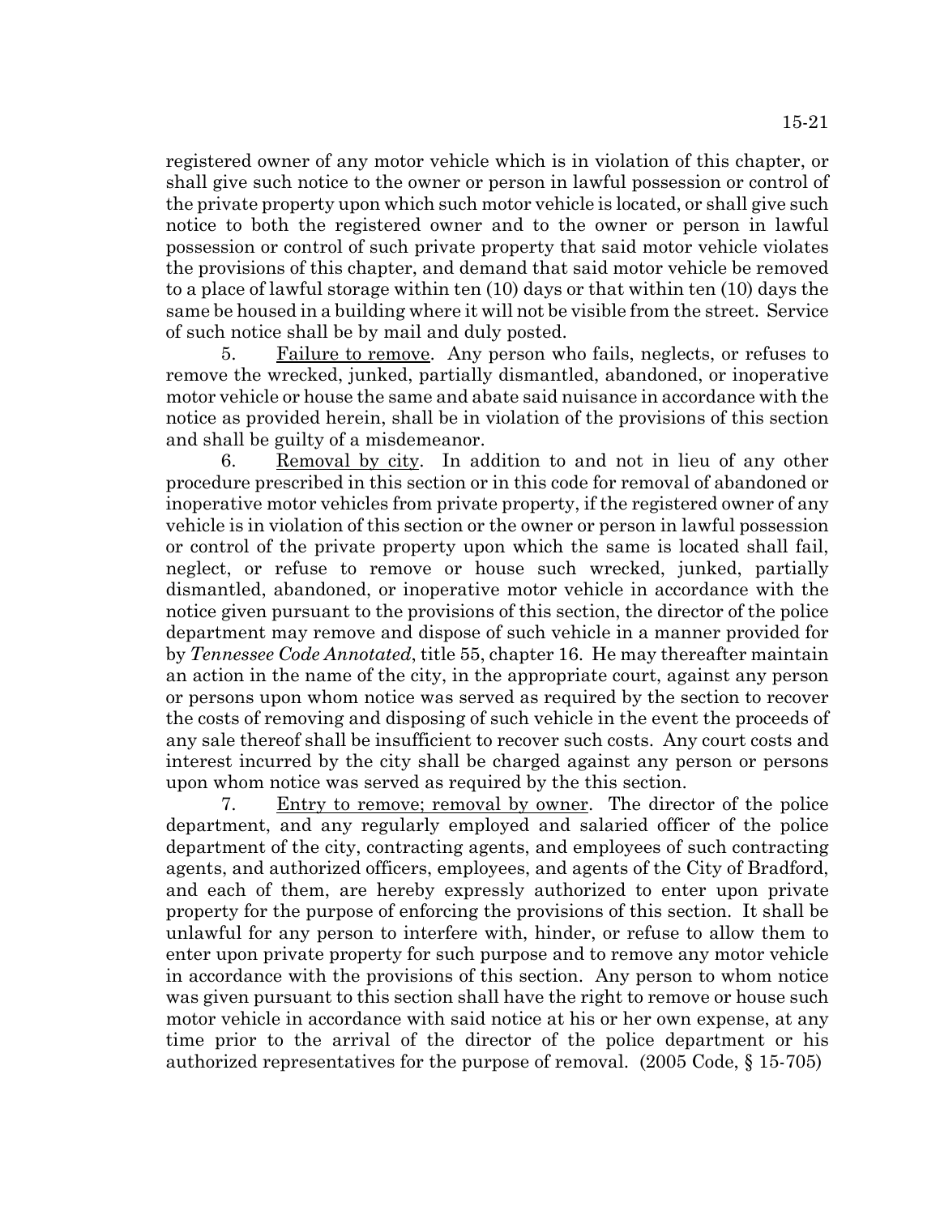registered owner of any motor vehicle which is in violation of this chapter, or shall give such notice to the owner or person in lawful possession or control of the private property upon which such motor vehicle is located, or shall give such notice to both the registered owner and to the owner or person in lawful possession or control of such private property that said motor vehicle violates the provisions of this chapter, and demand that said motor vehicle be removed to a place of lawful storage within ten (10) days or that within ten (10) days the same be housed in a building where it will not be visible from the street. Service of such notice shall be by mail and duly posted.

5. Failure to remove. Any person who fails, neglects, or refuses to remove the wrecked, junked, partially dismantled, abandoned, or inoperative motor vehicle or house the same and abate said nuisance in accordance with the notice as provided herein, shall be in violation of the provisions of this section and shall be guilty of a misdemeanor.

6. Removal by city. In addition to and not in lieu of any other procedure prescribed in this section or in this code for removal of abandoned or inoperative motor vehicles from private property, if the registered owner of any vehicle is in violation of this section or the owner or person in lawful possession or control of the private property upon which the same is located shall fail, neglect, or refuse to remove or house such wrecked, junked, partially dismantled, abandoned, or inoperative motor vehicle in accordance with the notice given pursuant to the provisions of this section, the director of the police department may remove and dispose of such vehicle in a manner provided for by *Tennessee Code Annotated*, title 55, chapter 16. He may thereafter maintain an action in the name of the city, in the appropriate court, against any person or persons upon whom notice was served as required by the section to recover the costs of removing and disposing of such vehicle in the event the proceeds of any sale thereof shall be insufficient to recover such costs. Any court costs and interest incurred by the city shall be charged against any person or persons upon whom notice was served as required by the this section.

7. Entry to remove; removal by owner. The director of the police department, and any regularly employed and salaried officer of the police department of the city, contracting agents, and employees of such contracting agents, and authorized officers, employees, and agents of the City of Bradford, and each of them, are hereby expressly authorized to enter upon private property for the purpose of enforcing the provisions of this section. It shall be unlawful for any person to interfere with, hinder, or refuse to allow them to enter upon private property for such purpose and to remove any motor vehicle in accordance with the provisions of this section. Any person to whom notice was given pursuant to this section shall have the right to remove or house such motor vehicle in accordance with said notice at his or her own expense, at any time prior to the arrival of the director of the police department or his authorized representatives for the purpose of removal. (2005 Code, § 15-705)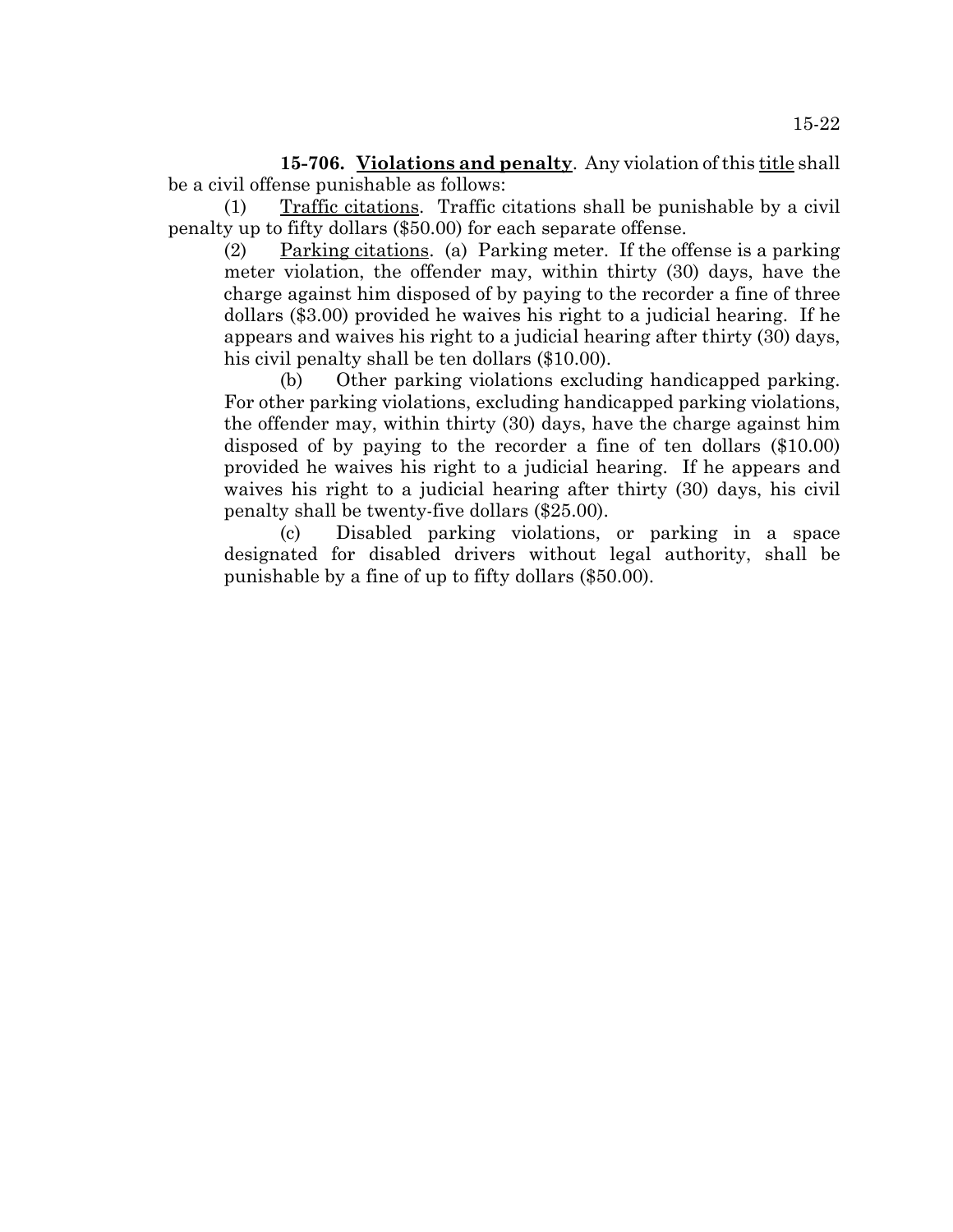**15-706. Violations and penalty**. Any violation of this title shall be a civil offense punishable as follows:

(1) Traffic citations. Traffic citations shall be punishable by a civil penalty up to fifty dollars ($50.00) for each separate offense.

(2) Parking citations. (a) Parking meter. If the offense is a parking meter violation, the offender may, within thirty (30) days, have the charge against him disposed of by paying to the recorder a fine of three dollars ($3.00) provided he waives his right to a judicial hearing. If he appears and waives his right to a judicial hearing after thirty (30) days, his civil penalty shall be ten dollars ($10.00).

(b) Other parking violations excluding handicapped parking. For other parking violations, excluding handicapped parking violations, the offender may, within thirty (30) days, have the charge against him disposed of by paying to the recorder a fine of ten dollars ($10.00) provided he waives his right to a judicial hearing. If he appears and waives his right to a judicial hearing after thirty (30) days, his civil penalty shall be twenty-five dollars ($25.00).

(c) Disabled parking violations, or parking in a space designated for disabled drivers without legal authority, shall be punishable by a fine of up to fifty dollars ($50.00).